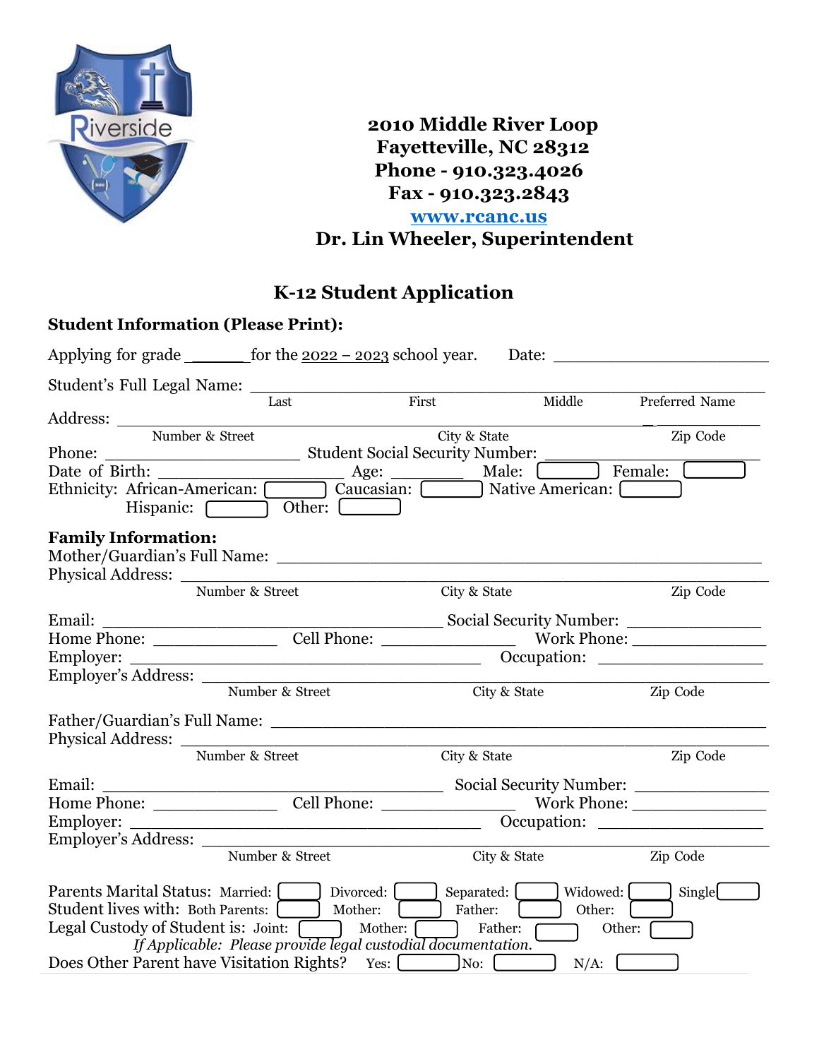**2010 Middle River Loop**
**Fayetteville, NC 28312**
**Phone - 910.323.4026**
**Fax - 910.323.2843**
**www.rcanc.us**
**Dr. Lin Wheeler, Superintendent**

# K-12 Student Application

### Student Information (Please Print):

Applying for grade ______ for the 2022 – 2023 school year. Date: ______________________

Student's Full Legal Name: ______________________________________________
Last First Middle Preferred Name

Address: ______________________________________________
Number & Street City & State Zip Code

Phone: ____________________ Student Social Security Number: ____________________

Date of Birth: ____________________ Age: ________ Male: [ ] Female: [ ]

Ethnicity: African-American: [ ] Caucasian: [ ] Native American: [ ]
Hispanic: [ ] Other: [ ]

### Family Information:

Mother/Guardian's Full Name: ______________________________________________

Physical Address: ______________________________________________
Number & Street City & State Zip Code

Email: ________________________________ Social Security Number: ______________

Home Phone: ______________ Cell Phone: ______________ Work Phone: ______________

Employer: ________________________________ Occupation: __________________

Employer's Address: ______________________________________________
Number & Street City & State Zip Code

Father/Guardian's Full Name: ______________________________________________

Physical Address: ______________________________________________
Number & Street City & State Zip Code

Email: ________________________________ Social Security Number: ______________

Home Phone: ______________ Cell Phone: ______________ Work Phone: ______________

Employer: ________________________________ Occupation: __________________

Employer's Address: ______________________________________________
Number & Street City & State Zip Code

Parents Marital Status: Married: [ ] Divorced: [ ] Separated: [ ] Widowed: [ ] Single [ ]

Student lives with: Both Parents: [ ] Mother: [ ] Father: [ ] Other: [ ]

Legal Custody of Student is: Joint: [ ] Mother: [ ] Father: [ ] Other: [ ]

*If Applicable: Please provide legal custodial documentation.*

Does Other Parent have Visitation Rights? Yes: [ ] No: [ ] N/A: [ ]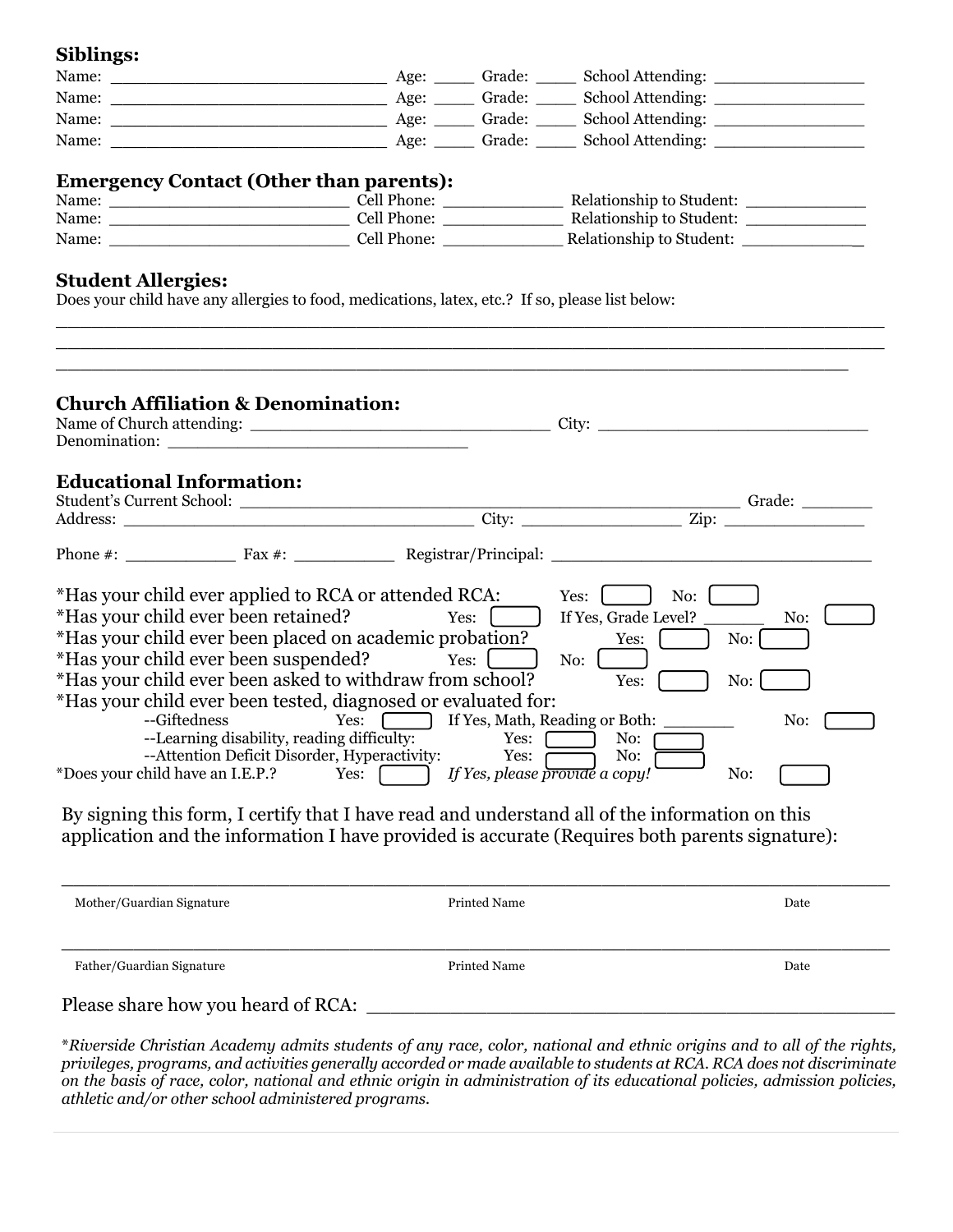### Siblings:

Name: ____________________________ Age: ____ Grade: ____ School Attending: ________________
Name: ____________________________ Age: ____ Grade: ____ School Attending: ________________
Name: ____________________________ Age: ____ Grade: ____ School Attending: ________________
Name: ____________________________ Age: ____ Grade: ____ School Attending: ________________

### Emergency Contact (Other than parents):

Name: ________________________ Cell Phone: ____________ Relationship to Student: ____________
Name: ________________________ Cell Phone: ____________ Relationship to Student: ____________
Name: ________________________ Cell Phone: ____________ Relationship to Student: ____________

### Student Allergies:

Does your child have any allergies to food, medications, latex, etc.? If so, please list below:

________________________________________________________________________________
________________________________________________________________________________
________________________________________________________________________________

### Church Affiliation & Denomination:

Name of Church attending: ______________________________ City: ___________________________
Denomination: ______________________________

### Educational Information:

Student's Current School: __________________________________________________ Grade: ________
Address: ____________________________________ City: ________________ Zip: ______________

Phone #: ___________ Fax #: __________ Registrar/Principal: ________________________________

*Has your child ever applied to RCA or attended RCA: Yes: [ ] No: [ ]
*Has your child ever been retained? Yes: [ ] If Yes, Grade Level? ______ No: [ ]
*Has your child ever been placed on academic probation? Yes: [ ] No: [ ]
*Has your child ever been suspended? Yes: [ ] No: [ ]
*Has your child ever been asked to withdraw from school? Yes: [ ] No: [ ]
*Has your child ever been tested, diagnosed or evaluated for:
- --Giftedness Yes: [ ] If Yes, Math, Reading or Both: _______ No: [ ]
- --Learning disability, reading difficulty: Yes: [ ] No: [ ]
- --Attention Deficit Disorder, Hyperactivity: Yes: [ ] No: [ ]

*Does your child have an I.E.P.? Yes: [ ] *If Yes, please provide a copy!* No: [ ]

By signing this form, I certify that I have read and understand all of the information on this application and the information I have provided is accurate (Requires both parents signature):

________________________________________________________________________________
Mother/Guardian Signature Printed Name Date

________________________________________________________________________________
Father/Guardian Signature Printed Name Date

Please share how you heard of RCA: ___________________________________________

**Riverside Christian Academy admits students of any race, color, national and ethnic origins and to all of the rights, privileges, programs, and activities generally accorded or made available to students at RCA. RCA does not discriminate on the basis of race, color, national and ethnic origin in administration of its educational policies, admission policies, athletic and/or other school administered programs.*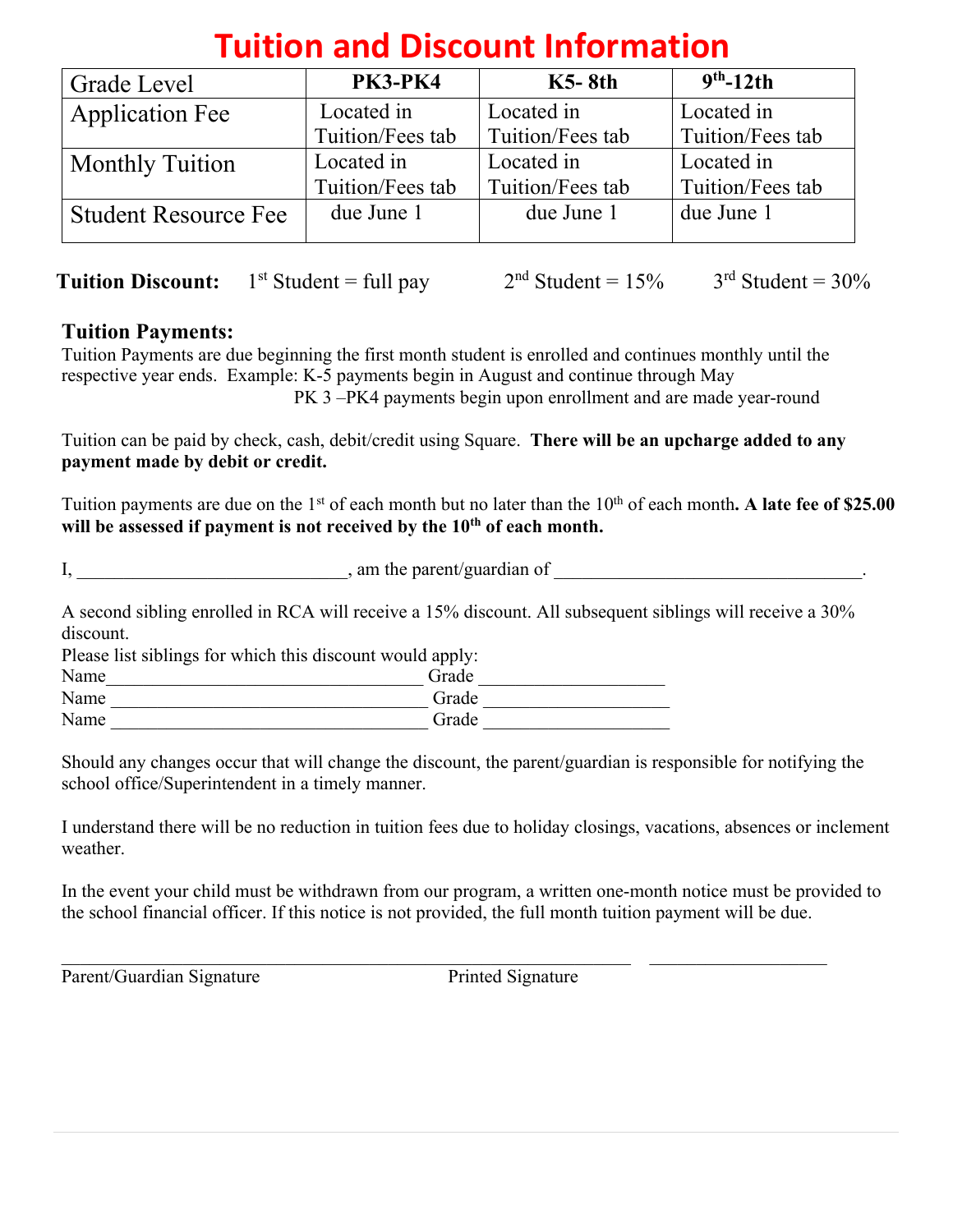# Tuition and Discount Information

| Grade Level | PK3-PK4 | K5- 8th | 9th-12th |
|---|---|---|---|
| Application Fee | Located in Tuition/Fees tab | Located in Tuition/Fees tab | Located in Tuition/Fees tab |
| Monthly Tuition | Located in Tuition/Fees tab | Located in Tuition/Fees tab | Located in Tuition/Fees tab |
| Student Resource Fee | due June 1 | due June 1 | due June 1 |

**Tuition Discount:** 1st Student = full pay    2nd Student = 15%    3rd Student = 30%

**Tuition Payments:**

Tuition Payments are due beginning the first month student is enrolled and continues monthly until the respective year ends. Example: K-5 payments begin in August and continue through May

PK 3 –PK4 payments begin upon enrollment and are made year-round

Tuition can be paid by check, cash, debit/credit using Square. **There will be an upcharge added to any payment made by debit or credit.**

Tuition payments are due on the 1st of each month but no later than the 10th of each month**. A late fee of $25.00 will be assessed if payment is not received by the 10th of each month.**

I, _____________________________, am the parent/guardian of __________________________________.

A second sibling enrolled in RCA will receive a 15% discount. All subsequent siblings will receive a 30% discount.

Please list siblings for which this discount would apply:

Name__________________________________ Grade ____________________

Name __________________________________ Grade ____________________

Name __________________________________ Grade ____________________

Should any changes occur that will change the discount, the parent/guardian is responsible for notifying the school office/Superintendent in a timely manner.

I understand there will be no reduction in tuition fees due to holiday closings, vacations, absences or inclement weather.

In the event your child must be withdrawn from our program, a written one-month notice must be provided to the school financial officer. If this notice is not provided, the full month tuition payment will be due.

______________________________________________________________ ____________________

Parent/Guardian Signature                    Printed Signature